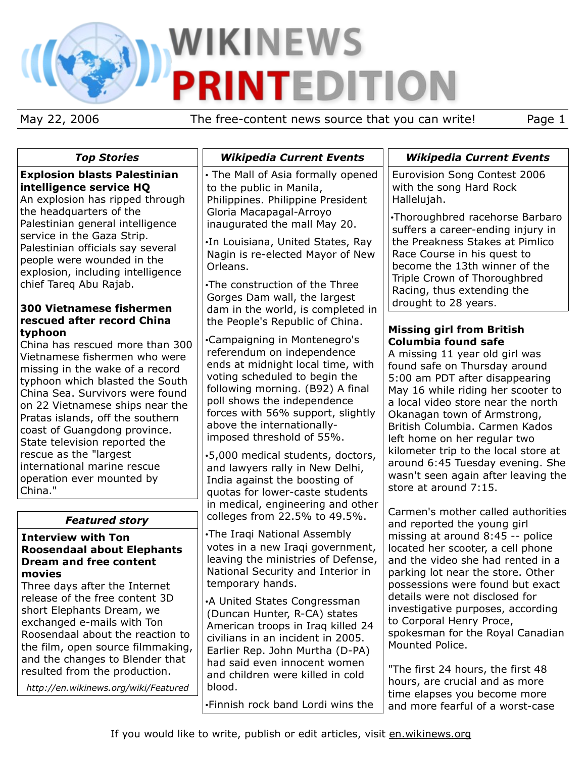# WIKINEWS PRINTEDITION

May 22, 2006 — The free-content news source that you can write!

## Top Stories

### Explosion blasts Palestinian intelligence service HQ

An explosion has ripped through the headquarters of the Palestinian general intelligence service in the Gaza Strip. Palestinian officials say several people were wounded in the explosion, including intelligence chief Tareq Abu Rajab.

### 300 Vietnamese fishermen rescued after record China typhoon

China has rescued more than 300 Vietnamese fishermen who were missing in the wake of a record typhoon which blasted the South China Sea. Survivors were found on 22 Vietnamese ships near the Pratas islands, off the southern coast of Guangdong province. State television reported the rescue as the "largest international marine rescue operation ever mounted by China."

## Featured story

### Interview with Ton Roosendaal about Elephants Dream and free content movies

Three days after the Internet release of the free content 3D short Elephants Dream, we exchanged e-mails with Ton Roosendaal about the reaction to the film, open source filmmaking, and the changes to Blender that resulted from the production.

*http://en.wikinews.org/wiki/Featured*

## Wikipedia Current Events

- The Mall of Asia formally opened to the public in Manila, Philippines. Philippine President Gloria Macapagal-Arroyo inaugurated the mall May 20.
- In Louisiana, United States, Ray Nagin is re-elected Mayor of New Orleans.
- The construction of the Three Gorges Dam wall, the largest dam in the world, is completed in the People's Republic of China.
- Campaigning in Montenegro's referendum on independence ends at midnight local time, with voting scheduled to begin the following morning. (B92) A final poll shows the independence forces with 56% support, slightly above the internationally-imposed threshold of 55%.
- 5,000 medical students, doctors, and lawyers rally in New Delhi, India against the boosting of quotas for lower-caste students in medical, engineering and other colleges from 22.5% to 49.5%.
- The Iraqi National Assembly votes in a new Iraqi government, leaving the ministries of Defense, National Security and Interior in temporary hands.
- A United States Congressman (Duncan Hunter, R-CA) states American troops in Iraq killed 24 civilians in an incident in 2005. Earlier Rep. John Murtha (D-PA) had said even innocent women and children were killed in cold blood.
- Finnish rock band Lordi wins the Eurovision Song Contest 2006 with the song Hard Rock Hallelujah.
- Thoroughbred racehorse Barbaro suffers a career-ending injury in the Preakness Stakes at Pimlico Race Course in his quest to become the 13th winner of the Triple Crown of Thoroughbred Racing, thus extending the drought to 28 years.

### Missing girl from British Columbia found safe

A missing 11 year old girl was found safe on Thursday around 5:00 am PDT after disappearing May 16 while riding her scooter to a local video store near the north Okanagan town of Armstrong, British Columbia. Carmen Kados left home on her regular two kilometer trip to the local store at around 6:45 Tuesday evening. She wasn't seen again after leaving the store at around 7:15.

Carmen's mother called authorities and reported the young girl missing at around 8:45 -- police located her scooter, a cell phone and the video she had rented in a parking lot near the store. Other possessions were found but exact details were not disclosed for investigative purposes, according to Corporal Henry Proce, spokesman for the Royal Canadian Mounted Police.

"The first 24 hours, the first 48 hours, are crucial and as more time elapses you become more and more fearful of a worst-case

If you would like to write, publish or edit articles, visit en.wikinews.org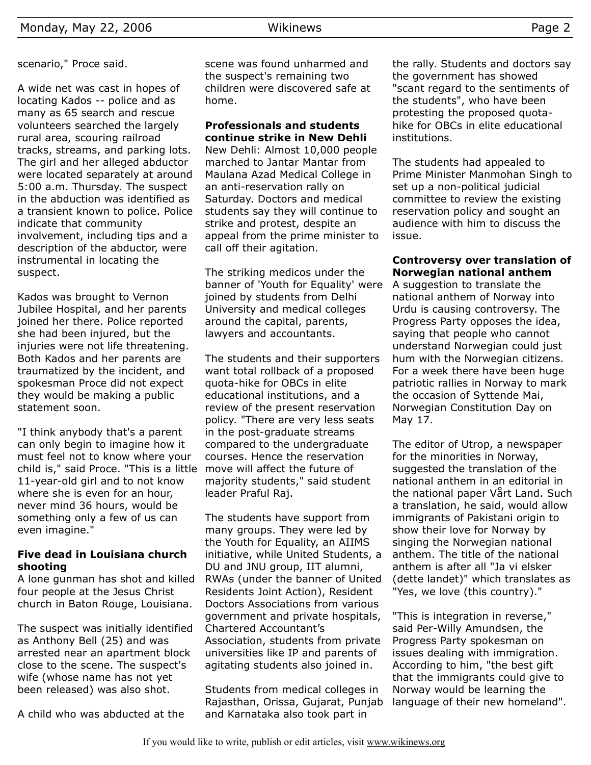scenario," Proce said.

A wide net was cast in hopes of locating Kados -- police and as many as 65 search and rescue volunteers searched the largely rural area, scouring railroad tracks, streams, and parking lots. The girl and her alleged abductor were located separately at around 5:00 a.m. Thursday. The suspect in the abduction was identified as a transient known to police. Police indicate that community involvement, including tips and a description of the abductor, were instrumental in locating the suspect.

Kados was brought to Vernon Jubilee Hospital, and her parents joined her there. Police reported she had been injured, but the injuries were not life threatening. Both Kados and her parents are traumatized by the incident, and spokesman Proce did not expect they would be making a public statement soon.

"I think anybody that's a parent can only begin to imagine how it must feel not to know where your child is," said Proce. "This is a little 11-year-old girl and to not know where she is even for an hour, never mind 36 hours, would be something only a few of us can even imagine."

### Five dead in Louisiana church shooting

A lone gunman has shot and killed four people at the Jesus Christ church in Baton Rouge, Louisiana.

The suspect was initially identified as Anthony Bell (25) and was arrested near an apartment block close to the scene. The suspect's wife (whose name has not yet been released) was also shot.

A child who was abducted at the scene was found unharmed and the suspect's remaining two children were discovered safe at home.

### Professionals and students continue strike in New Dehli

New Dehli: Almost 10,000 people marched to Jantar Mantar from Maulana Azad Medical College in an anti-reservation rally on Saturday. Doctors and medical students say they will continue to strike and protest, despite an appeal from the prime minister to call off their agitation.

The striking medicos under the banner of 'Youth for Equality' were joined by students from Delhi University and medical colleges around the capital, parents, lawyers and accountants.

The students and their supporters want total rollback of a proposed quota-hike for OBCs in elite educational institutions, and a review of the present reservation policy. "There are very less seats in the post-graduate streams compared to the undergraduate courses. Hence the reservation move will affect the future of majority students," said student leader Praful Raj.

The students have support from many groups. They were led by the Youth for Equality, an AIIMS initiative, while United Students, a DU and JNU group, IIT alumni, RWAs (under the banner of United Residents Joint Action), Resident Doctors Associations from various government and private hospitals, Chartered Accountant's Association, students from private universities like IP and parents of agitating students also joined in.

Students from medical colleges in Rajasthan, Orissa, Gujarat, Punjab and Karnataka also took part in the rally. Students and doctors say the government has showed "scant regard to the sentiments of the students", who have been protesting the proposed quota-hike for OBCs in elite educational institutions.

The students had appealed to Prime Minister Manmohan Singh to set up a non-political judicial committee to review the existing reservation policy and sought an audience with him to discuss the issue.

### Controversy over translation of Norwegian national anthem

A suggestion to translate the national anthem of Norway into Urdu is causing controversy. The Progress Party opposes the idea, saying that people who cannot understand Norwegian could just hum with the Norwegian citizens. For a week there have been huge patriotic rallies in Norway to mark the occasion of Syttende Mai, Norwegian Constitution Day on May 17.

The editor of Utrop, a newspaper for the minorities in Norway, suggested the translation of the national anthem in an editorial in the national paper Vårt Land. Such a translation, he said, would allow immigrants of Pakistani origin to show their love for Norway by singing the Norwegian national anthem. The title of the national anthem is after all "Ja vi elsker (dette landet)" which translates as "Yes, we love (this country)."

"This is integration in reverse," said Per-Willy Amundsen, the Progress Party spokesman on issues dealing with immigration. According to him, "the best gift that the immigrants could give to Norway would be learning the language of their new homeland".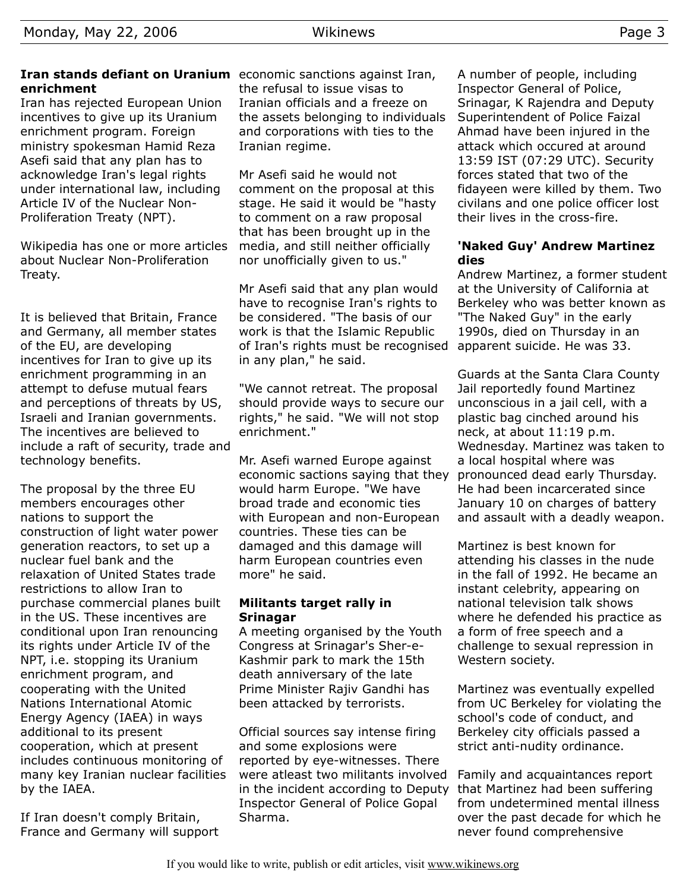### Iran stands defiant on Uranium enrichment

Iran has rejected European Union incentives to give up its Uranium enrichment program. Foreign ministry spokesman Hamid Reza Asefi said that any plan has to acknowledge Iran's legal rights under international law, including Article IV of the Nuclear Non-Proliferation Treaty (NPT).

Wikipedia has one or more articles about Nuclear Non-Proliferation Treaty.

It is believed that Britain, France and Germany, all member states of the EU, are developing incentives for Iran to give up its enrichment programming in an attempt to defuse mutual fears and perceptions of threats by US, Israeli and Iranian governments. The incentives are believed to include a raft of security, trade and technology benefits.

The proposal by the three EU members encourages other nations to support the construction of light water power generation reactors, to set up a nuclear fuel bank and the relaxation of United States trade restrictions to allow Iran to purchase commercial planes built in the US. These incentives are conditional upon Iran renouncing its rights under Article IV of the NPT, i.e. stopping its Uranium enrichment program, and cooperating with the United Nations International Atomic Energy Agency (IAEA) in ways additional to its present cooperation, which at present includes continuous monitoring of many key Iranian nuclear facilities by the IAEA.

If Iran doesn't comply Britain, France and Germany will support economic sanctions against Iran, the refusal to issue visas to Iranian officials and a freeze on the assets belonging to individuals and corporations with ties to the Iranian regime.

Mr Asefi said he would not comment on the proposal at this stage. He said it would be "hasty to comment on a raw proposal that has been brought up in the media, and still neither officially nor unofficially given to us."

Mr Asefi said that any plan would have to recognise Iran's rights to be considered. "The basis of our work is that the Islamic Republic of Iran's rights must be recognised in any plan," he said.

"We cannot retreat. The proposal should provide ways to secure our rights," he said. "We will not stop enrichment."

Mr. Asefi warned Europe against economic sactions saying that they would harm Europe. "We have broad trade and economic ties with European and non-European countries. These ties can be damaged and this damage will harm European countries even more" he said.

### Militants target rally in Srinagar

A meeting organised by the Youth Congress at Srinagar's Sher-e-Kashmir park to mark the 15th death anniversary of the late Prime Minister Rajiv Gandhi has been attacked by terrorists.

Official sources say intense firing and some explosions were reported by eye-witnesses. There were atleast two militants involved in the incident according to Deputy Inspector General of Police Gopal Sharma.

A number of people, including Inspector General of Police, Srinagar, K Rajendra and Deputy Superintendent of Police Faizal Ahmad have been injured in the attack which occured at around 13:59 IST (07:29 UTC). Security forces stated that two of the fidayeen were killed by them. Two civilans and one police officer lost their lives in the cross-fire.

### 'Naked Guy' Andrew Martinez dies

Andrew Martinez, a former student at the University of California at Berkeley who was better known as "The Naked Guy" in the early 1990s, died on Thursday in an apparent suicide. He was 33.

Guards at the Santa Clara County Jail reportedly found Martinez unconscious in a jail cell, with a plastic bag cinched around his neck, at about 11:19 p.m. Wednesday. Martinez was taken to a local hospital where was pronounced dead early Thursday. He had been incarcerated since January 10 on charges of battery and assault with a deadly weapon.

Martinez is best known for attending his classes in the nude in the fall of 1992. He became an instant celebrity, appearing on national television talk shows where he defended his practice as a form of free speech and a challenge to sexual repression in Western society.

Martinez was eventually expelled from UC Berkeley for violating the school's code of conduct, and Berkeley city officials passed a strict anti-nudity ordinance.

Family and acquaintances report that Martinez had been suffering from undetermined mental illness over the past decade for which he never found comprehensive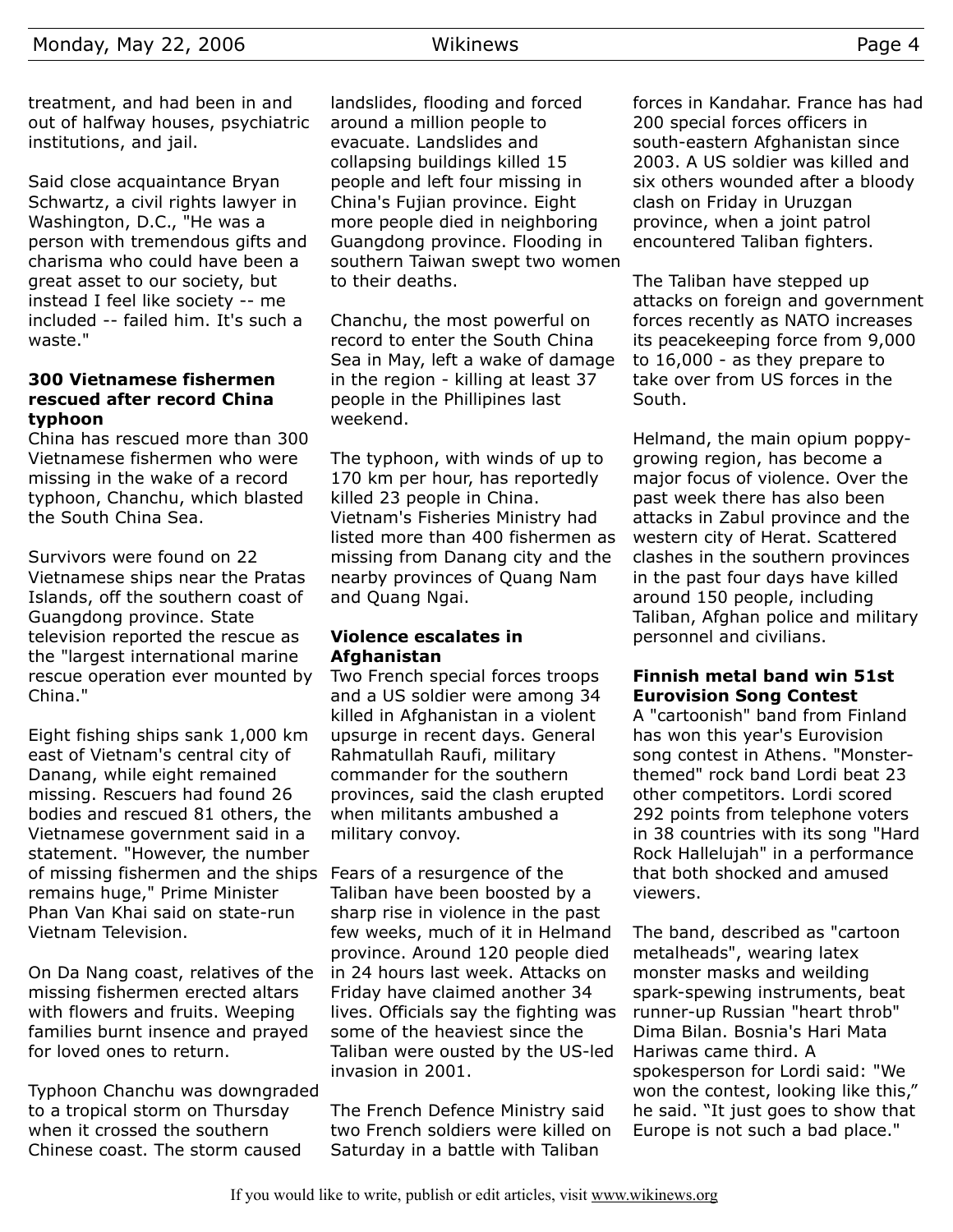treatment, and had been in and out of halfway houses, psychiatric institutions, and jail.

Said close acquaintance Bryan Schwartz, a civil rights lawyer in Washington, D.C., "He was a person with tremendous gifts and charisma who could have been a great asset to our society, but instead I feel like society -- me included -- failed him. It's such a waste."

### 300 Vietnamese fishermen rescued after record China typhoon

China has rescued more than 300 Vietnamese fishermen who were missing in the wake of a record typhoon, Chanchu, which blasted the South China Sea.

Survivors were found on 22 Vietnamese ships near the Pratas Islands, off the southern coast of Guangdong province. State television reported the rescue as the "largest international marine rescue operation ever mounted by China."

Eight fishing ships sank 1,000 km east of Vietnam's central city of Danang, while eight remained missing. Rescuers had found 26 bodies and rescued 81 others, the Vietnamese government said in a statement. "However, the number of missing fishermen and the ships remains huge," Prime Minister Phan Van Khai said on state-run Vietnam Television.

On Da Nang coast, relatives of the missing fishermen erected altars with flowers and fruits. Weeping families burnt insence and prayed for loved ones to return.

Typhoon Chanchu was downgraded to a tropical storm on Thursday when it crossed the southern Chinese coast. The storm caused landslides, flooding and forced around a million people to evacuate. Landslides and collapsing buildings killed 15 people and left four missing in China's Fujian province. Eight more people died in neighboring Guangdong province. Flooding in southern Taiwan swept two women to their deaths.

Chanchu, the most powerful on record to enter the South China Sea in May, left a wake of damage in the region - killing at least 37 people in the Phillipines last weekend.

The typhoon, with winds of up to 170 km per hour, has reportedly killed 23 people in China. Vietnam's Fisheries Ministry had listed more than 400 fishermen as missing from Danang city and the nearby provinces of Quang Nam and Quang Ngai.

### Violence escalates in Afghanistan

Two French special forces troops and a US soldier were among 34 killed in Afghanistan in a violent upsurge in recent days. General Rahmatullah Raufi, military commander for the southern provinces, said the clash erupted when militants ambushed a military convoy.

Fears of a resurgence of the Taliban have been boosted by a sharp rise in violence in the past few weeks, much of it in Helmand province. Around 120 people died in 24 hours last week. Attacks on Friday have claimed another 34 lives. Officials say the fighting was some of the heaviest since the Taliban were ousted by the US-led invasion in 2001.

The French Defence Ministry said two French soldiers were killed on Saturday in a battle with Taliban forces in Kandahar. France has had 200 special forces officers in south-eastern Afghanistan since 2003. A US soldier was killed and six others wounded after a bloody clash on Friday in Uruzgan province, when a joint patrol encountered Taliban fighters.

The Taliban have stepped up attacks on foreign and government forces recently as NATO increases its peacekeeping force from 9,000 to 16,000 - as they prepare to take over from US forces in the South.

Helmand, the main opium poppy-growing region, has become a major focus of violence. Over the past week there has also been attacks in Zabul province and the western city of Herat. Scattered clashes in the southern provinces in the past four days have killed around 150 people, including Taliban, Afghan police and military personnel and civilians.

### Finnish metal band win 51st Eurovision Song Contest

A "cartoonish" band from Finland has won this year's Eurovision song contest in Athens. "Monster-themed" rock band Lordi beat 23 other competitors. Lordi scored 292 points from telephone voters in 38 countries with its song "Hard Rock Hallelujah" in a performance that both shocked and amused viewers.

The band, described as "cartoon metalheads", wearing latex monster masks and weilding spark-spewing instruments, beat runner-up Russian "heart throb" Dima Bilan. Bosnia's Hari Mata Hariwas came third. A spokesperson for Lordi said: "We won the contest, looking like this," he said. "It just goes to show that Europe is not such a bad place."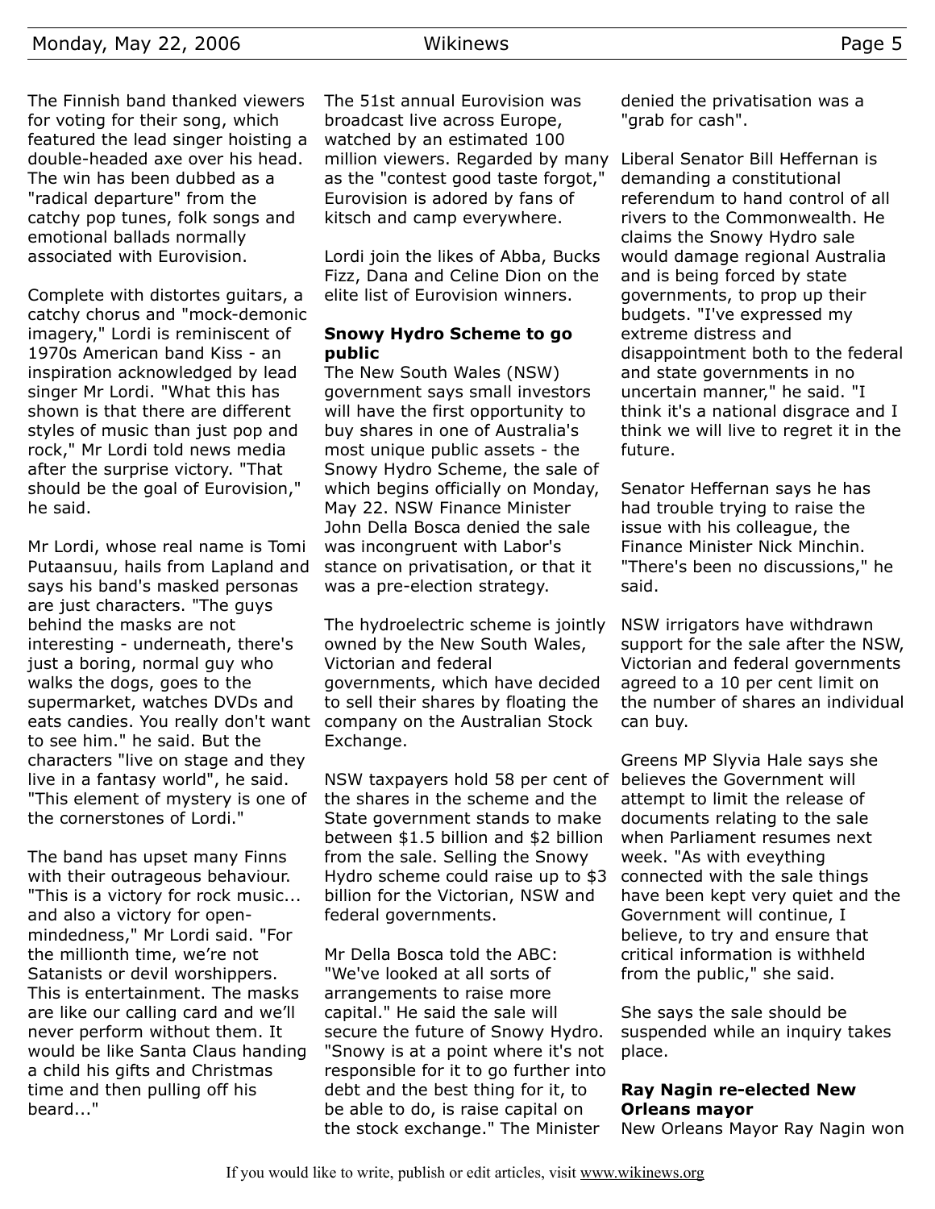The Finnish band thanked viewers for voting for their song, which featured the lead singer hoisting a double-headed axe over his head. The win has been dubbed as a "radical departure" from the catchy pop tunes, folk songs and emotional ballads normally associated with Eurovision.

Complete with distortes guitars, a catchy chorus and "mock-demonic imagery," Lordi is reminiscent of 1970s American band Kiss - an inspiration acknowledged by lead singer Mr Lordi. "What this has shown is that there are different styles of music than just pop and rock," Mr Lordi told news media after the surprise victory. "That should be the goal of Eurovision," he said.

Mr Lordi, whose real name is Tomi Putaansuu, hails from Lapland and says his band's masked personas are just characters. "The guys behind the masks are not interesting - underneath, there's just a boring, normal guy who walks the dogs, goes to the supermarket, watches DVDs and eats candies. You really don't want to see him." he said. But the characters "live on stage and they live in a fantasy world", he said. "This element of mystery is one of the cornerstones of Lordi."

The band has upset many Finns with their outrageous behaviour. "This is a victory for rock music... and also a victory for open-mindedness," Mr Lordi said. "For the millionth time, we're not Satanists or devil worshippers. This is entertainment. The masks are like our calling card and we'll never perform without them. It would be like Santa Claus handing a child his gifts and Christmas time and then pulling off his beard..."

The 51st annual Eurovision was broadcast live across Europe, watched by an estimated 100 million viewers. Regarded by many as the "contest good taste forgot," Eurovision is adored by fans of kitsch and camp everywhere.

Lordi join the likes of Abba, Bucks Fizz, Dana and Celine Dion on the elite list of Eurovision winners.

**Snowy Hydro Scheme to go public**

The New South Wales (NSW) government says small investors will have the first opportunity to buy shares in one of Australia's most unique public assets - the Snowy Hydro Scheme, the sale of which begins officially on Monday, May 22. NSW Finance Minister John Della Bosca denied the sale was incongruent with Labor's stance on privatisation, or that it was a pre-election strategy.

The hydroelectric scheme is jointly owned by the New South Wales, Victorian and federal governments, which have decided to sell their shares by floating the company on the Australian Stock Exchange.

NSW taxpayers hold 58 per cent of the shares in the scheme and the State government stands to make between $1.5 billion and $2 billion from the sale. Selling the Snowy Hydro scheme could raise up to $3 billion for the Victorian, NSW and federal governments.

Mr Della Bosca told the ABC: "We've looked at all sorts of arrangements to raise more capital." He said the sale will secure the future of Snowy Hydro. "Snowy is at a point where it's not responsible for it to go further into debt and the best thing for it, to be able to do, is raise capital on the stock exchange." The Minister denied the privatisation was a "grab for cash".

Liberal Senator Bill Heffernan is demanding a constitutional referendum to hand control of all rivers to the Commonwealth. He claims the Snowy Hydro sale would damage regional Australia and is being forced by state governments, to prop up their budgets. "I've expressed my extreme distress and disappointment both to the federal and state governments in no uncertain manner," he said. "I think it's a national disgrace and I think we will live to regret it in the future.

Senator Heffernan says he has had trouble trying to raise the issue with his colleague, the Finance Minister Nick Minchin. "There's been no discussions," he said.

NSW irrigators have withdrawn support for the sale after the NSW, Victorian and federal governments agreed to a 10 per cent limit on the number of shares an individual can buy.

Greens MP Slyvia Hale says she believes the Government will attempt to limit the release of documents relating to the sale when Parliament resumes next week. "As with eveything connected with the sale things have been kept very quiet and the Government will continue, I believe, to try and ensure that critical information is withheld from the public," she said.

She says the sale should be suspended while an inquiry takes place.

**Ray Nagin re-elected New Orleans mayor**

New Orleans Mayor Ray Nagin won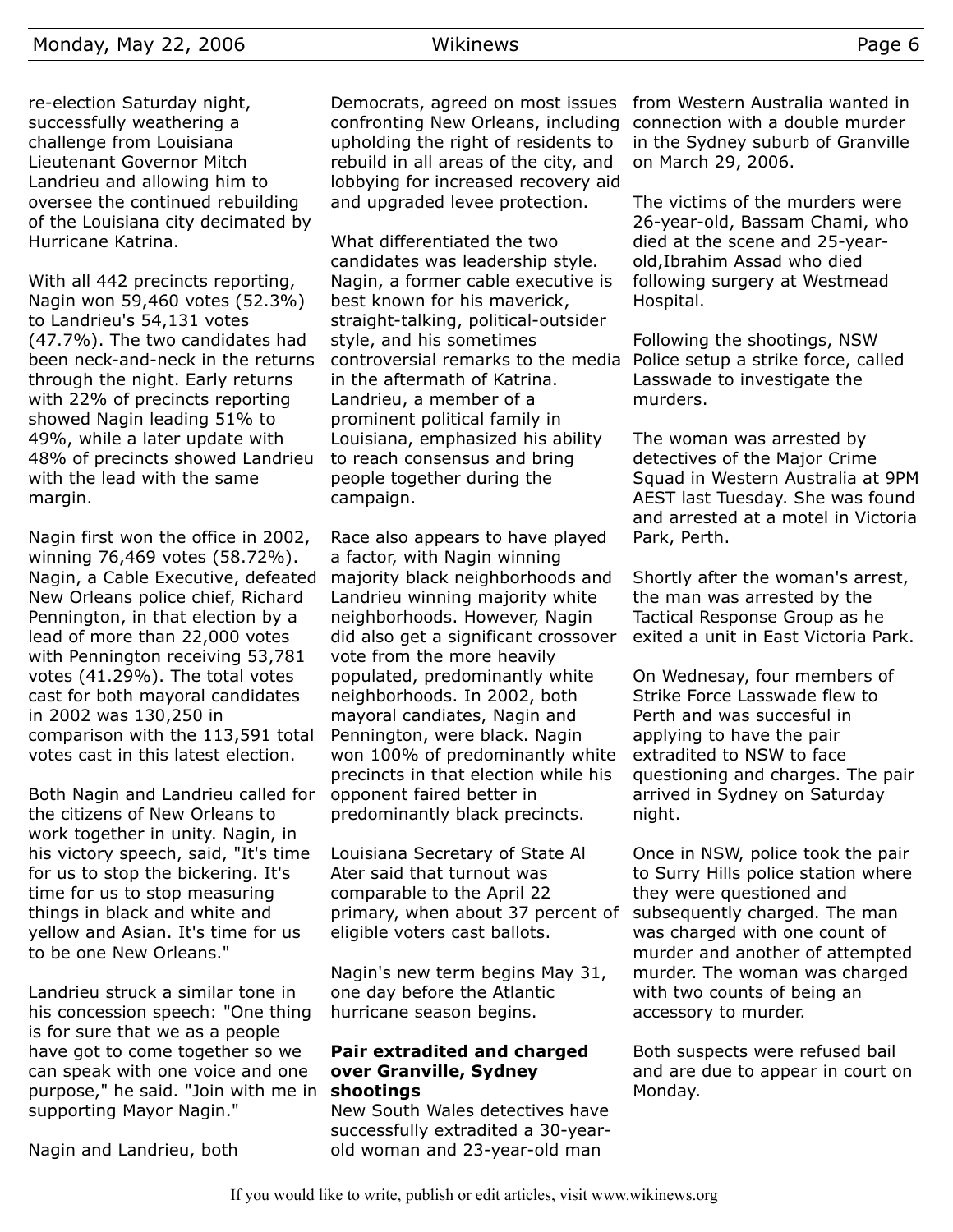re-election Saturday night, successfully weathering a challenge from Louisiana Lieutenant Governor Mitch Landrieu and allowing him to oversee the continued rebuilding of the Louisiana city decimated by Hurricane Katrina.

With all 442 precincts reporting, Nagin won 59,460 votes (52.3%) to Landrieu's 54,131 votes (47.7%). The two candidates had been neck-and-neck in the returns through the night. Early returns with 22% of precincts reporting showed Nagin leading 51% to 49%, while a later update with 48% of precincts showed Landrieu with the lead with the same margin.

Nagin first won the office in 2002, winning 76,469 votes (58.72%). Nagin, a Cable Executive, defeated New Orleans police chief, Richard Pennington, in that election by a lead of more than 22,000 votes with Pennington receiving 53,781 votes (41.29%). The total votes cast for both mayoral candidates in 2002 was 130,250 in comparison with the 113,591 total votes cast in this latest election.

Both Nagin and Landrieu called for the citizens of New Orleans to work together in unity. Nagin, in his victory speech, said, "It's time for us to stop the bickering. It's time for us to stop measuring things in black and white and yellow and Asian. It's time for us to be one New Orleans."

Landrieu struck a similar tone in his concession speech: "One thing is for sure that we as a people have got to come together so we can speak with one voice and one purpose," he said. "Join with me in supporting Mayor Nagin."

Nagin and Landrieu, both Democrats, agreed on most issues confronting New Orleans, including upholding the right of residents to rebuild in all areas of the city, and lobbying for increased recovery aid and upgraded levee protection.

What differentiated the two candidates was leadership style. Nagin, a former cable executive is best known for his maverick, straight-talking, political-outsider style, and his sometimes controversial remarks to the media in the aftermath of Katrina. Landrieu, a member of a prominent political family in Louisiana, emphasized his ability to reach consensus and bring people together during the campaign.

Race also appears to have played a factor, with Nagin winning majority black neighborhoods and Landrieu winning majority white neighborhoods. However, Nagin did also get a significant crossover vote from the more heavily populated, predominantly white neighborhoods. In 2002, both mayoral candiates, Nagin and Pennington, were black. Nagin won 100% of predominantly white precincts in that election while his opponent faired better in predominantly black precincts.

Louisiana Secretary of State Al Ater said that turnout was comparable to the April 22 primary, when about 37 percent of eligible voters cast ballots.

Nagin's new term begins May 31, one day before the Atlantic hurricane season begins.

### Pair extradited and charged over Granville, Sydney shootings

New South Wales detectives have successfully extradited a 30-year-old woman and 23-year-old man from Western Australia wanted in connection with a double murder in the Sydney suburb of Granville on March 29, 2006.

The victims of the murders were 26-year-old, Bassam Chami, who died at the scene and 25-year-old,Ibrahim Assad who died following surgery at Westmead Hospital.

Following the shootings, NSW Police setup a strike force, called Lasswade to investigate the murders.

The woman was arrested by detectives of the Major Crime Squad in Western Australia at 9PM AEST last Tuesday. She was found and arrested at a motel in Victoria Park, Perth.

Shortly after the woman's arrest, the man was arrested by the Tactical Response Group as he exited a unit in East Victoria Park.

On Wednesay, four members of Strike Force Lasswade flew to Perth and was succesful in applying to have the pair extradited to NSW to face questioning and charges. The pair arrived in Sydney on Saturday night.

Once in NSW, police took the pair to Surry Hills police station where they were questioned and subsequently charged. The man was charged with one count of murder and another of attempted murder. The woman was charged with two counts of being an accessory to murder.

Both suspects were refused bail and are due to appear in court on Monday.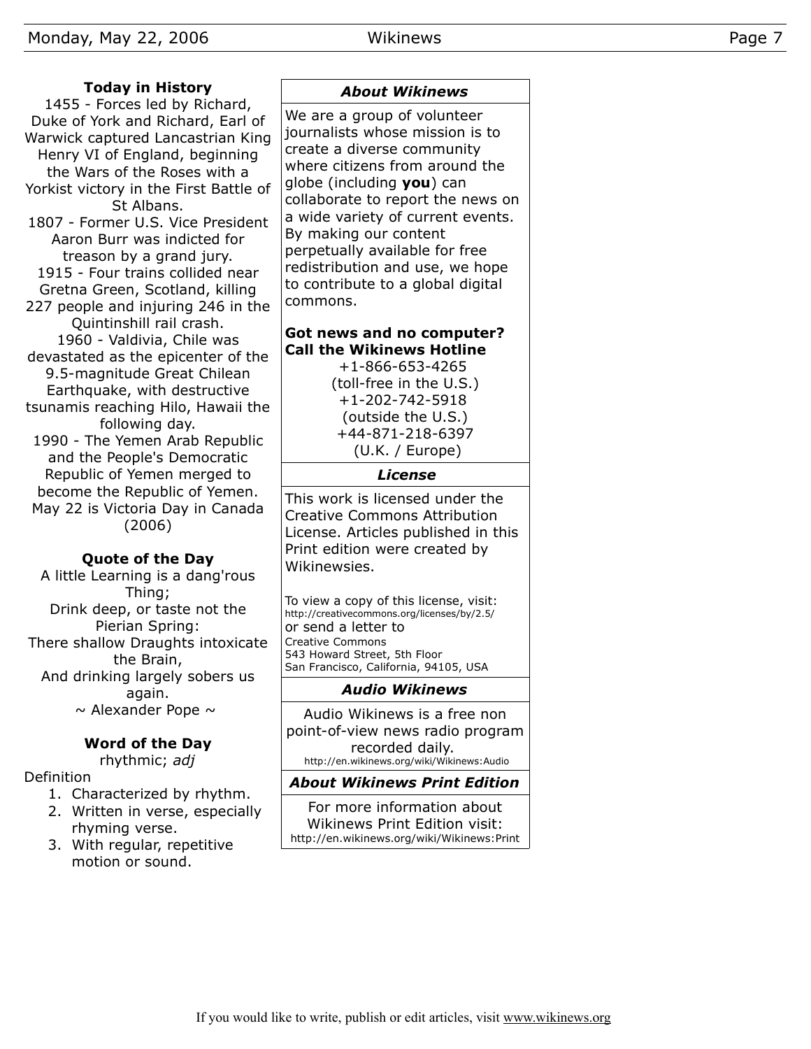### Today in History

1455 - Forces led by Richard, Duke of York and Richard, Earl of Warwick captured Lancastrian King Henry VI of England, beginning the Wars of the Roses with a Yorkist victory in the First Battle of St Albans.
1807 - Former U.S. Vice President Aaron Burr was indicted for treason by a grand jury.
1915 - Four trains collided near Gretna Green, Scotland, killing 227 people and injuring 246 in the Quintinshill rail crash.
1960 - Valdivia, Chile was devastated as the epicenter of the 9.5-magnitude Great Chilean Earthquake, with destructive tsunamis reaching Hilo, Hawaii the following day.
1990 - The Yemen Arab Republic and the People's Democratic Republic of Yemen merged to become the Republic of Yemen.
May 22 is Victoria Day in Canada (2006)

### Quote of the Day

A little Learning is a dang'rous Thing;
Drink deep, or taste not the Pierian Spring:
There shallow Draughts intoxicate the Brain,
And drinking largely sobers us again.
~ Alexander Pope ~

### Word of the Day

rhythmic; *adj*

Definition

1. Characterized by rhythm.
2. Written in verse, especially rhyming verse.
3. With regular, repetitive motion or sound.

### *About Wikinews*

We are a group of volunteer journalists whose mission is to create a diverse community where citizens from around the globe (including **you**) can collaborate to report the news on a wide variety of current events. By making our content perpetually available for free redistribution and use, we hope to contribute to a global digital commons.

**Got news and no computer?**
**Call the Wikinews Hotline**

+1-866-653-4265
(toll-free in the U.S.)
+1-202-742-5918
(outside the U.S.)
+44-871-218-6397
(U.K. / Europe)

### *License*

This work is licensed under the Creative Commons Attribution License. Articles published in this Print edition were created by Wikinewsies.

To view a copy of this license, visit:
http://creativecommons.org/licenses/by/2.5/
or send a letter to
Creative Commons
543 Howard Street, 5th Floor
San Francisco, California, 94105, USA

### *Audio Wikinews*

Audio Wikinews is a free non point-of-view news radio program recorded daily.
http://en.wikinews.org/wiki/Wikinews:Audio

### *About Wikinews Print Edition*

For more information about Wikinews Print Edition visit:
http://en.wikinews.org/wiki/Wikinews:Print

If you would like to write, publish or edit articles, visit www.wikinews.org